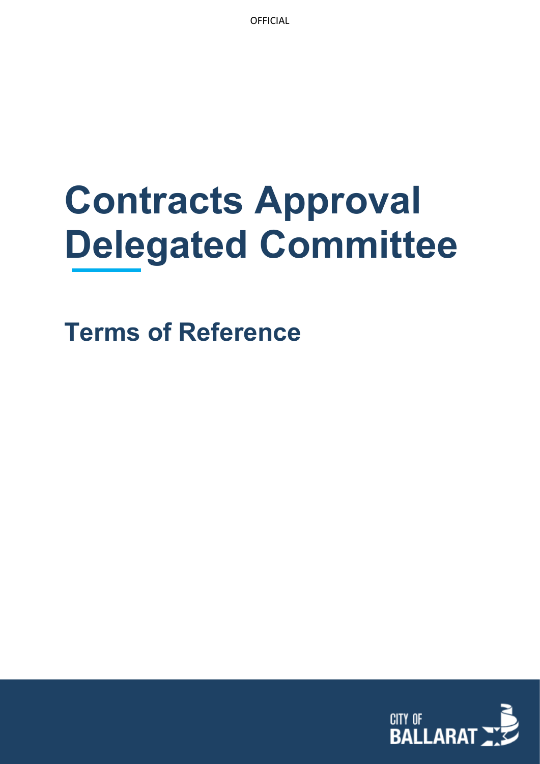# Contracts Approval Delegated Committee

## Terms of Reference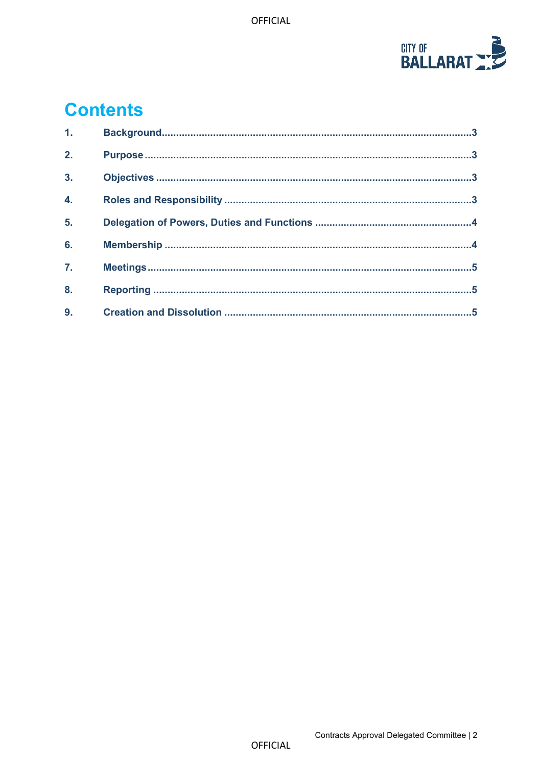# Contents

| | | |
|---|---|---|
| 1. | Background | 3 |
| 2. | Purpose | 3 |
| 3. | Objectives | 3 |
| 4. | Roles and Responsibility | 3 |
| 5. | Delegation of Powers, Duties and Functions | 4 |
| 6. | Membership | 4 |
| 7. | Meetings | 5 |
| 8. | Reporting | 5 |
| 9. | Creation and Dissolution | 5 |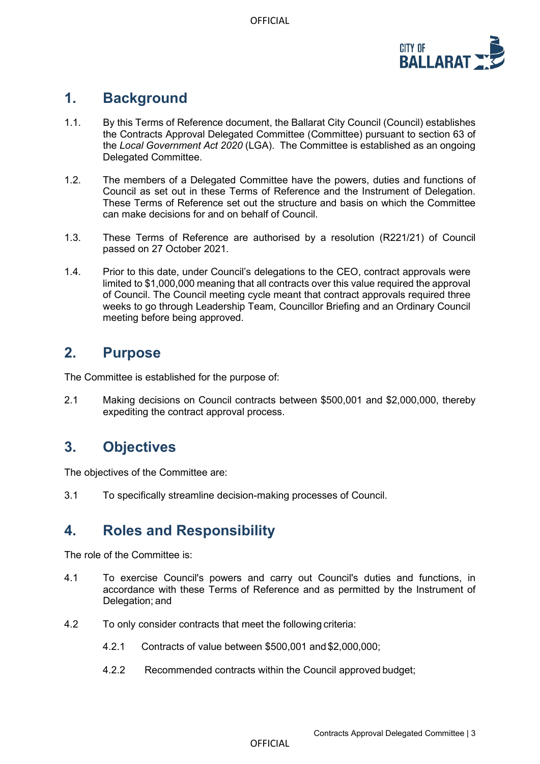## 1. Background

1.1. By this Terms of Reference document, the Ballarat City Council (Council) establishes the Contracts Approval Delegated Committee (Committee) pursuant to section 63 of the *Local Government Act 2020* (LGA). The Committee is established as an ongoing Delegated Committee.

1.2. The members of a Delegated Committee have the powers, duties and functions of Council as set out in these Terms of Reference and the Instrument of Delegation. These Terms of Reference set out the structure and basis on which the Committee can make decisions for and on behalf of Council.

1.3. These Terms of Reference are authorised by a resolution (R221/21) of Council passed on 27 October 2021.

1.4. Prior to this date, under Council's delegations to the CEO, contract approvals were limited to $1,000,000 meaning that all contracts over this value required the approval of Council. The Council meeting cycle meant that contract approvals required three weeks to go through Leadership Team, Councillor Briefing and an Ordinary Council meeting before being approved.

## 2. Purpose

The Committee is established for the purpose of:

2.1 Making decisions on Council contracts between $500,001 and $2,000,000, thereby expediting the contract approval process.

## 3. Objectives

The objectives of the Committee are:

3.1 To specifically streamline decision-making processes of Council.

## 4. Roles and Responsibility

The role of the Committee is:

4.1 To exercise Council's powers and carry out Council's duties and functions, in accordance with these Terms of Reference and as permitted by the Instrument of Delegation; and

4.2 To only consider contracts that meet the following criteria:

4.2.1 Contracts of value between $500,001 and $2,000,000;

4.2.2 Recommended contracts within the Council approved budget;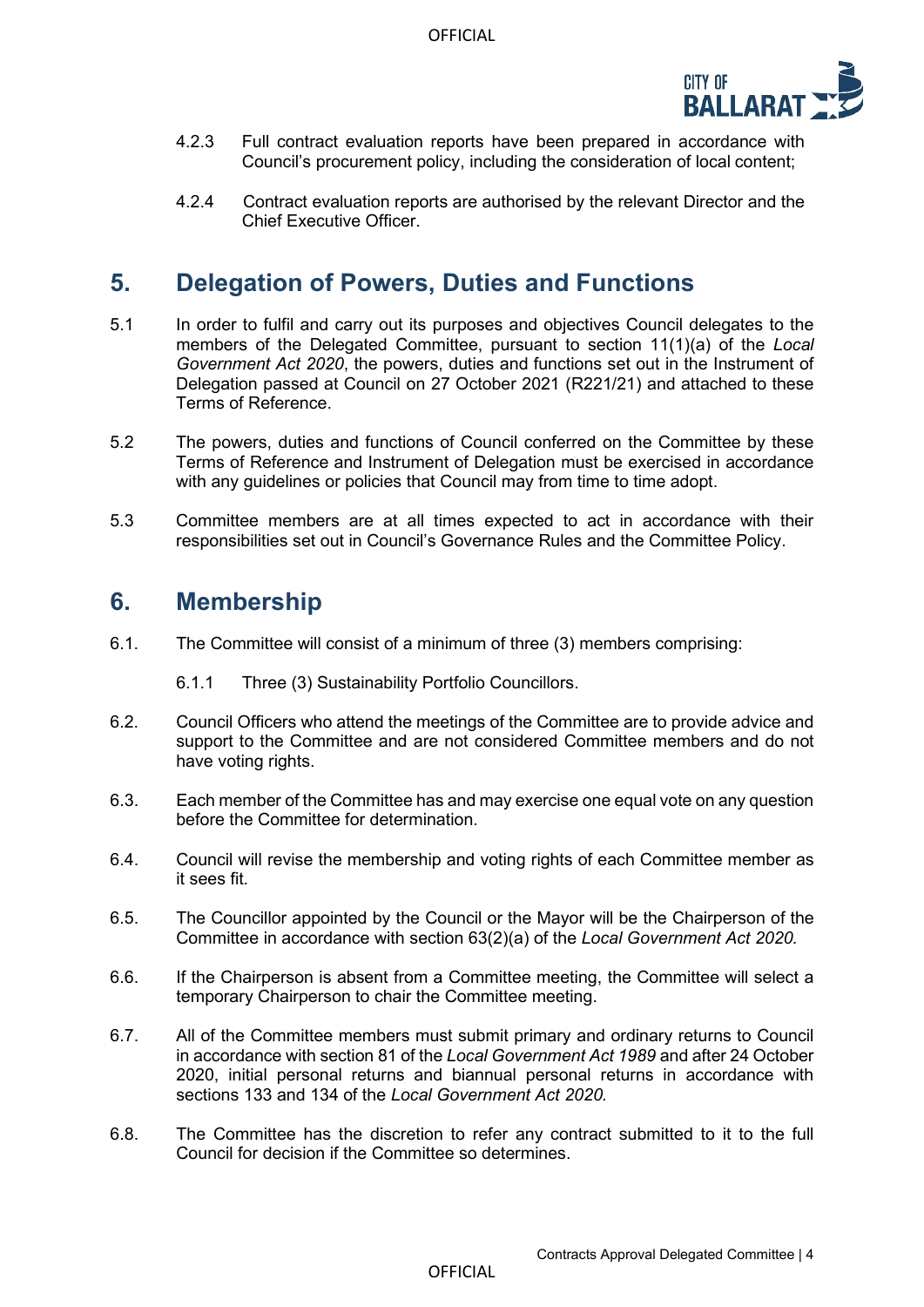4.2.3 Full contract evaluation reports have been prepared in accordance with Council's procurement policy, including the consideration of local content;

4.2.4 Contract evaluation reports are authorised by the relevant Director and the Chief Executive Officer.

## 5. Delegation of Powers, Duties and Functions

5.1 In order to fulfil and carry out its purposes and objectives Council delegates to the members of the Delegated Committee, pursuant to section 11(1)(a) of the *Local Government Act 2020*, the powers, duties and functions set out in the Instrument of Delegation passed at Council on 27 October 2021 (R221/21) and attached to these Terms of Reference.

5.2 The powers, duties and functions of Council conferred on the Committee by these Terms of Reference and Instrument of Delegation must be exercised in accordance with any guidelines or policies that Council may from time to time adopt.

5.3 Committee members are at all times expected to act in accordance with their responsibilities set out in Council's Governance Rules and the Committee Policy.

## 6. Membership

6.1. The Committee will consist of a minimum of three (3) members comprising:

6.1.1 Three (3) Sustainability Portfolio Councillors.

6.2. Council Officers who attend the meetings of the Committee are to provide advice and support to the Committee and are not considered Committee members and do not have voting rights.

6.3. Each member of the Committee has and may exercise one equal vote on any question before the Committee for determination.

6.4. Council will revise the membership and voting rights of each Committee member as it sees fit.

6.5. The Councillor appointed by the Council or the Mayor will be the Chairperson of the Committee in accordance with section 63(2)(a) of the *Local Government Act 2020.*

6.6. If the Chairperson is absent from a Committee meeting, the Committee will select a temporary Chairperson to chair the Committee meeting.

6.7. All of the Committee members must submit primary and ordinary returns to Council in accordance with section 81 of the *Local Government Act 1989* and after 24 October 2020, initial personal returns and biannual personal returns in accordance with sections 133 and 134 of the *Local Government Act 2020.*

6.8. The Committee has the discretion to refer any contract submitted to it to the full Council for decision if the Committee so determines.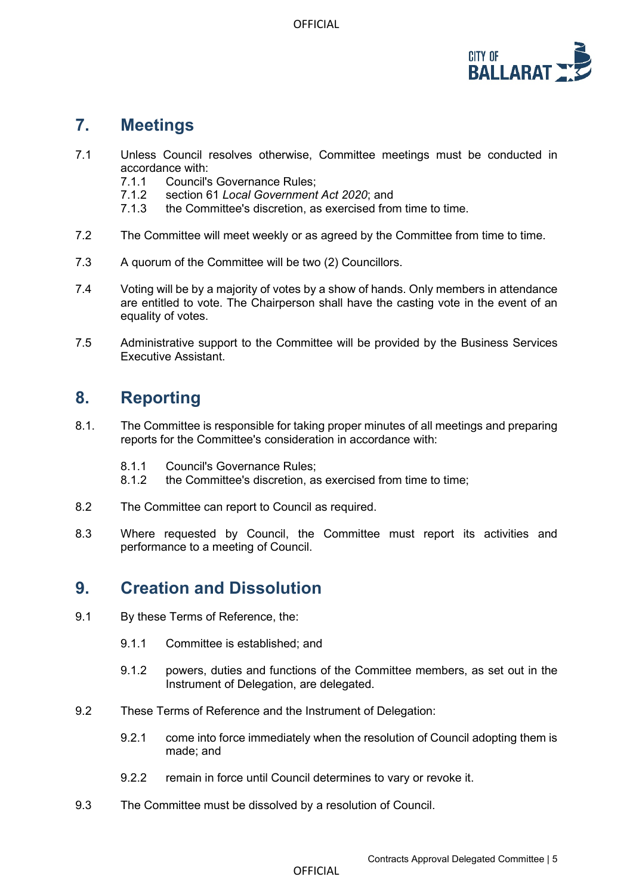## 7. Meetings

7.1 Unless Council resolves otherwise, Committee meetings must be conducted in accordance with:

- 7.1.1 Council's Governance Rules;
- 7.1.2 section 61 *Local Government Act 2020*; and
- 7.1.3 the Committee's discretion, as exercised from time to time.

7.2 The Committee will meet weekly or as agreed by the Committee from time to time.

7.3 A quorum of the Committee will be two (2) Councillors.

7.4 Voting will be by a majority of votes by a show of hands. Only members in attendance are entitled to vote. The Chairperson shall have the casting vote in the event of an equality of votes.

7.5 Administrative support to the Committee will be provided by the Business Services Executive Assistant.

## 8. Reporting

8.1. The Committee is responsible for taking proper minutes of all meetings and preparing reports for the Committee's consideration in accordance with:

- 8.1.1 Council's Governance Rules;
- 8.1.2 the Committee's discretion, as exercised from time to time;

8.2 The Committee can report to Council as required.

8.3 Where requested by Council, the Committee must report its activities and performance to a meeting of Council.

## 9. Creation and Dissolution

9.1 By these Terms of Reference, the:

- 9.1.1 Committee is established; and
- 9.1.2 powers, duties and functions of the Committee members, as set out in the Instrument of Delegation, are delegated.

9.2 These Terms of Reference and the Instrument of Delegation:

- 9.2.1 come into force immediately when the resolution of Council adopting them is made; and
- 9.2.2 remain in force until Council determines to vary or revoke it.

9.3 The Committee must be dissolved by a resolution of Council.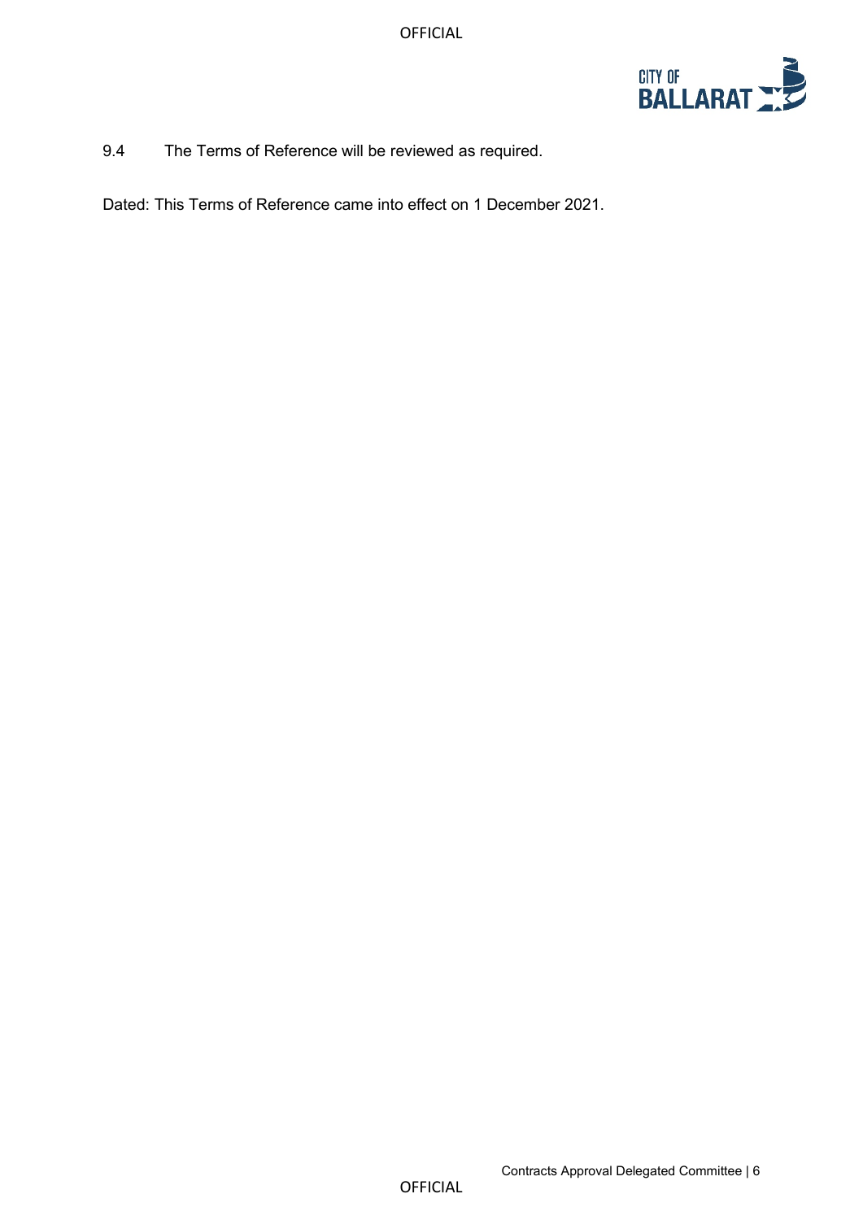9.4 The Terms of Reference will be reviewed as required.

Dated: This Terms of Reference came into effect on 1 December 2021.